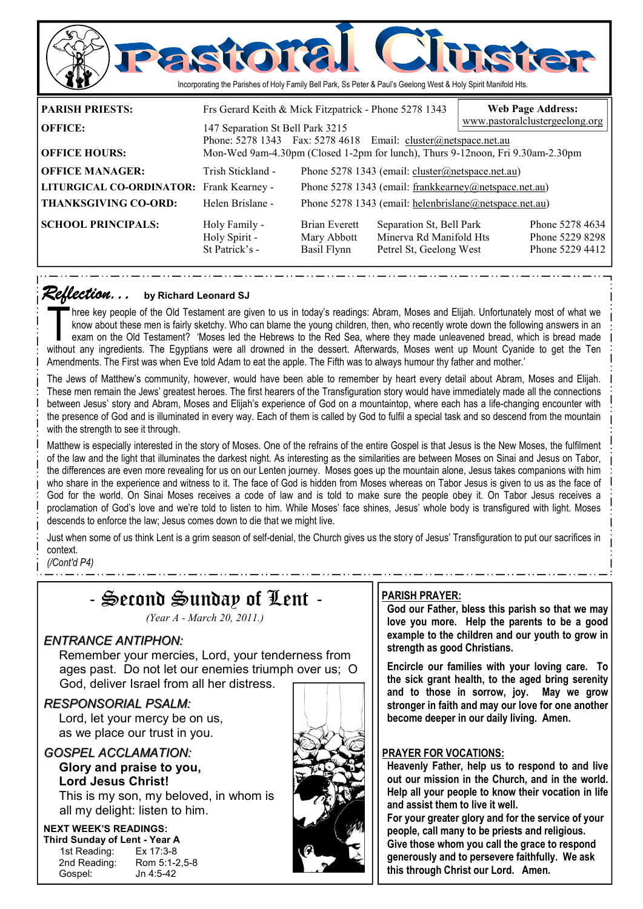# Pastoral Cluster

Incorporating the Parishes of Holy Family Bell Park, Ss Peter & Paul's Geelong West & Holy Spirit Manifold Hts.

| | | | | |
|---|---|---|---|---|
| **PARISH PRIESTS:** | Frs Gerard Keith & Mick Fitzpatrick - Phone 5278 1343 | | | |
| **OFFICE:** | 147 Separation St Bell Park 3215<br>Phone: 5278 1343 Fax: 5278 4618 Email: cluster@netspace.net.au | | | |
| **OFFICE HOURS:** | Mon-Wed 9am-4.30pm (Closed 1-2pm for lunch), Thurs 9-12noon, Fri 9.30am-2.30pm | | | |
| **OFFICE MANAGER:** | Trish Stickland - | Phone 5278 1343 (email: cluster@netspace.net.au) | | |
| **LITURGICAL CO-ORDINATOR:** | Frank Kearney - | Phone 5278 1343 (email: frankkearney@netspace.net.au) | | |
| **THANKSGIVING CO-ORD:** | Helen Brislane - | Phone 5278 1343 (email: helenbrislane@netspace.net.au) | | |
| **SCHOOL PRINCIPALS:** | Holy Family - | Brian Everett | Separation St, Bell Park | Phone 5278 4634 |
| | Holy Spirit - | Mary Abbott | Minerva Rd Manifold Hts | Phone 5229 8298 |
| | St Patrick's - | Basil Flynn | Petrel St, Geelong West | Phone 5229 4412 |

**Web Page Address:** www.pastoralclustergeelong.org

## *Reflection...* by Richard Leonard SJ

Three key people of the Old Testament are given to us in today's readings: Abram, Moses and Elijah. Unfortunately most of what we know about these men is fairly sketchy. Who can blame the young children, then, who recently wrote down the following answers in an exam on the Old Testament? 'Moses led the Hebrews to the Red Sea, where they made unleavened bread, which is bread made without any ingredients. The Egyptians were all drowned in the dessert. Afterwards, Moses went up Mount Cyanide to get the Ten Amendments. The First was when Eve told Adam to eat the apple. The Fifth was to always humour thy father and mother.'

The Jews of Matthew's community, however, would have been able to remember by heart every detail about Abram, Moses and Elijah. These men remain the Jews' greatest heroes. The first hearers of the Transfiguration story would have immediately made all the connections between Jesus' story and Abram, Moses and Elijah's experience of God on a mountaintop, where each has a life-changing encounter with the presence of God and is illuminated in every way. Each of them is called by God to fulfil a special task and so descend from the mountain with the strength to see it through.

Matthew is especially interested in the story of Moses. One of the refrains of the entire Gospel is that Jesus is the New Moses, the fulfilment of the law and the light that illuminates the darkest night. As interesting as the similarities are between Moses on Sinai and Jesus on Tabor, the differences are even more revealing for us on our Lenten journey. Moses goes up the mountain alone, Jesus takes companions with him who share in the experience and witness to it. The face of God is hidden from Moses whereas on Tabor Jesus is given to us as the face of God for the world. On Sinai Moses receives a code of law and is told to make sure the people obey it. On Tabor Jesus receives a proclamation of God's love and we're told to listen to him. While Moses' face shines, Jesus' whole body is transfigured with light. Moses descends to enforce the law; Jesus comes down to die that we might live.

Just when some of us think Lent is a grim season of self-denial, the Church gives us the story of Jesus' Transfiguration to put our sacrifices in context.

*(/Cont'd P4)*

## - Second Sunday of Lent -

*(Year A - March 20, 2011.)*

### *ENTRANCE ANTIPHON:*

Remember your mercies, Lord, your tenderness from ages past. Do not let our enemies triumph over us; O God, deliver Israel from all her distress.

### *RESPONSORIAL PSALM:*

Lord, let your mercy be on us,
as we place our trust in you.

### *GOSPEL ACCLAMATION:*

**Glory and praise to you,**
**Lord Jesus Christ!**
This is my son, my beloved, in whom is all my delight: listen to him.

**NEXT WEEK'S READINGS:**
**Third Sunday of Lent - Year A**

| | |
|---|---|
| 1st Reading: | Ex 17:3-8 |
| 2nd Reading: | Rom 5:1-2,5-8 |
| Gospel: | Jn 4:5-42 |

### PARISH PRAYER:

**God our Father, bless this parish so that we may love you more. Help the parents to be a good example to the children and our youth to grow in strength as good Christians.**

**Encircle our families with your loving care. To the sick grant health, to the aged bring serenity and to those in sorrow, joy. May we grow stronger in faith and may our love for one another become deeper in our daily living. Amen.**

### PRAYER FOR VOCATIONS:

**Heavenly Father, help us to respond to and live out our mission in the Church, and in the world. Help all your people to know their vocation in life and assist them to live it well.**
**For your greater glory and for the service of your people, call many to be priests and religious.**
**Give those whom you call the grace to respond generously and to persevere faithfully. We ask this through Christ our Lord. Amen.**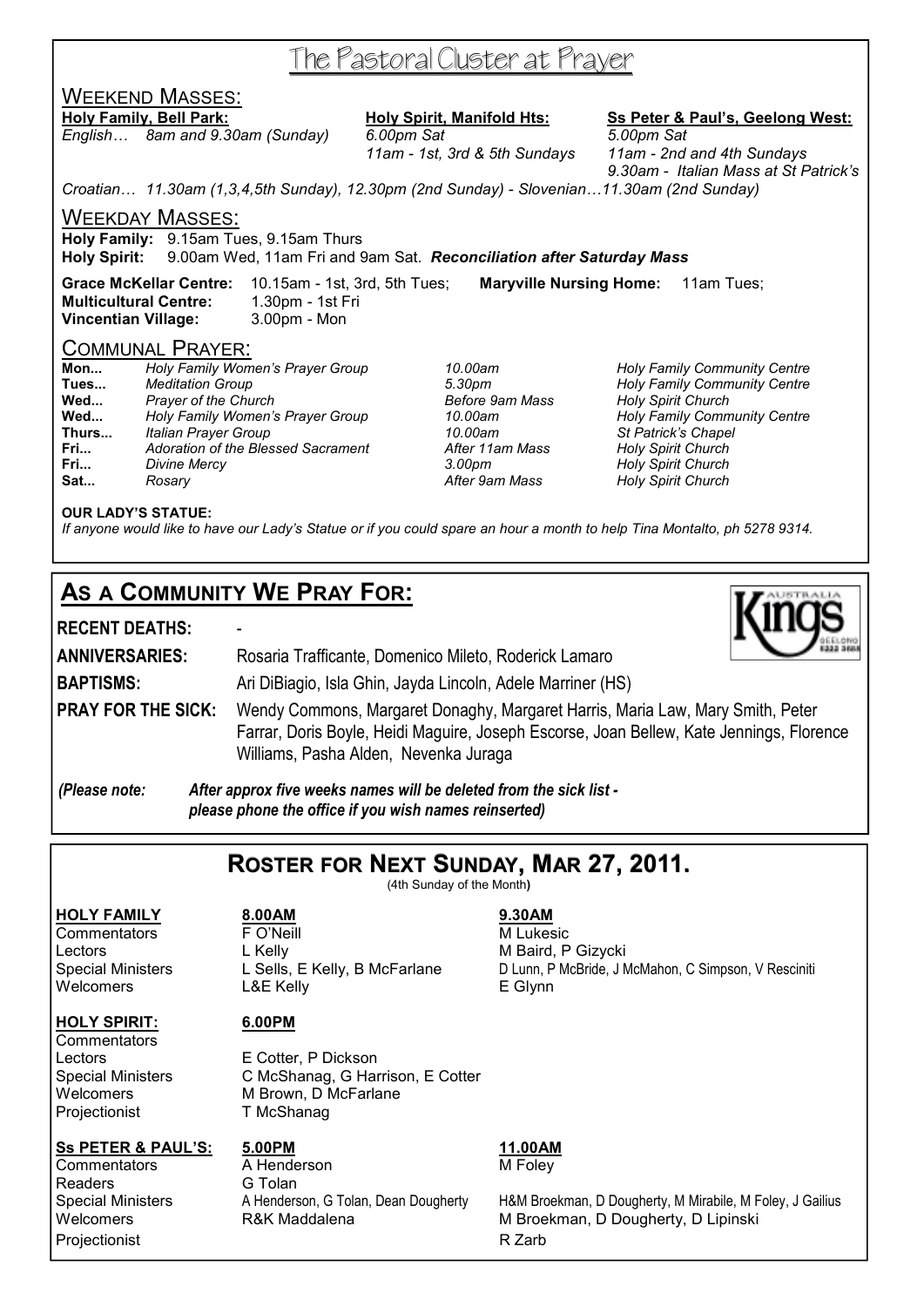# The Pastoral Cluster at Prayer

## Weekend Masses:

**Holy Family, Bell Park:**
*English… 8am and 9.30am (Sunday)*

**Holy Spirit, Manifold Hts:**
*6.00pm Sat*
*11am - 1st, 3rd & 5th Sundays*

**Ss Peter & Paul's, Geelong West:**
*5.00pm Sat*
*11am - 2nd and 4th Sundays*
*9.30am - Italian Mass at St Patrick's*

*Croatian… 11.30am (1,3,4,5th Sunday), 12.30pm (2nd Sunday) - Slovenian…11.30am (2nd Sunday)*

## Weekday Masses:

**Holy Family:** 9.15am Tues, 9.15am Thurs
**Holy Spirit:** 9.00am Wed, 11am Fri and 9am Sat. ***Reconciliation after Saturday Mass***

**Grace McKellar Centre:** 10.15am - 1st, 3rd, 5th Tues; **Maryville Nursing Home:** 11am Tues;
**Multicultural Centre:** 1.30pm - 1st Fri
**Vincentian Village:** 3.00pm - Mon

## Communal Prayer:

| | | | |
|---|---|---|---|
| **Mon...** | *Holy Family Women's Prayer Group* | *10.00am* | *Holy Family Community Centre* |
| **Tues...** | *Meditation Group* | *5.30pm* | *Holy Family Community Centre* |
| **Wed...** | *Prayer of the Church* | *Before 9am Mass* | *Holy Spirit Church* |
| **Wed...** | *Holy Family Women's Prayer Group* | *10.00am* | *Holy Family Community Centre* |
| **Thurs...** | *Italian Prayer Group* | *10.00am* | *St Patrick's Chapel* |
| **Fri...** | *Adoration of the Blessed Sacrament* | *After 11am Mass* | *Holy Spirit Church* |
| **Fri...** | *Divine Mercy* | *3.00pm* | *Holy Spirit Church* |
| **Sat...** | *Rosary* | *After 9am Mass* | *Holy Spirit Church* |

**OUR LADY'S STATUE:**
*If anyone would like to have our Lady's Statue or if you could spare an hour a month to help Tina Montalto, ph 5278 9314.*

## As a Community We Pray For:

**RECENT DEATHS:** -

**ANNIVERSARIES:** Rosaria Trafficante, Domenico Mileto, Roderick Lamaro

**BAPTISMS:** Ari DiBiagio, Isla Ghin, Jayda Lincoln, Adele Marriner (HS)

**PRAY FOR THE SICK:** Wendy Commons, Margaret Donaghy, Margaret Harris, Maria Law, Mary Smith, Peter Farrar, Doris Boyle, Heidi Maguire, Joseph Escorse, Joan Bellew, Kate Jennings, Florence Williams, Pasha Alden, Nevenka Juraga

***(Please note: After approx five weeks names will be deleted from the sick list - please phone the office if you wish names reinserted)***

## Roster for Next Sunday, Mar 27, 2011.

(4th Sunday of the Month)

| **HOLY FAMILY** | **8.00AM** | **9.30AM** |
|---|---|---|
| Commentators | F O'Neill | M Lukesic |
| Lectors | L Kelly | M Baird, P Gizycki |
| Special Ministers | L Sells, E Kelly, B McFarlane | D Lunn, P McBride, J McMahon, C Simpson, V Resciniti |
| Welcomers | L&E Kelly | E Glynn |

| **HOLY SPIRIT:** | **6.00PM** |
|---|---|
| Commentators | |
| Lectors | E Cotter, P Dickson |
| Special Ministers | C McShanag, G Harrison, E Cotter |
| Welcomers | M Brown, D McFarlane |
| Projectionist | T McShanag |

| **Ss PETER & PAUL'S:** | **5.00PM** | **11.00AM** |
|---|---|---|
| Commentators | A Henderson | M Foley |
| Readers | G Tolan | |
| Special Ministers | A Henderson, G Tolan, Dean Dougherty | H&M Broekman, D Dougherty, M Mirabile, M Foley, J Gailius |
| Welcomers | R&K Maddalena | M Broekman, D Dougherty, D Lipinski |
| Projectionist | | R Zarb |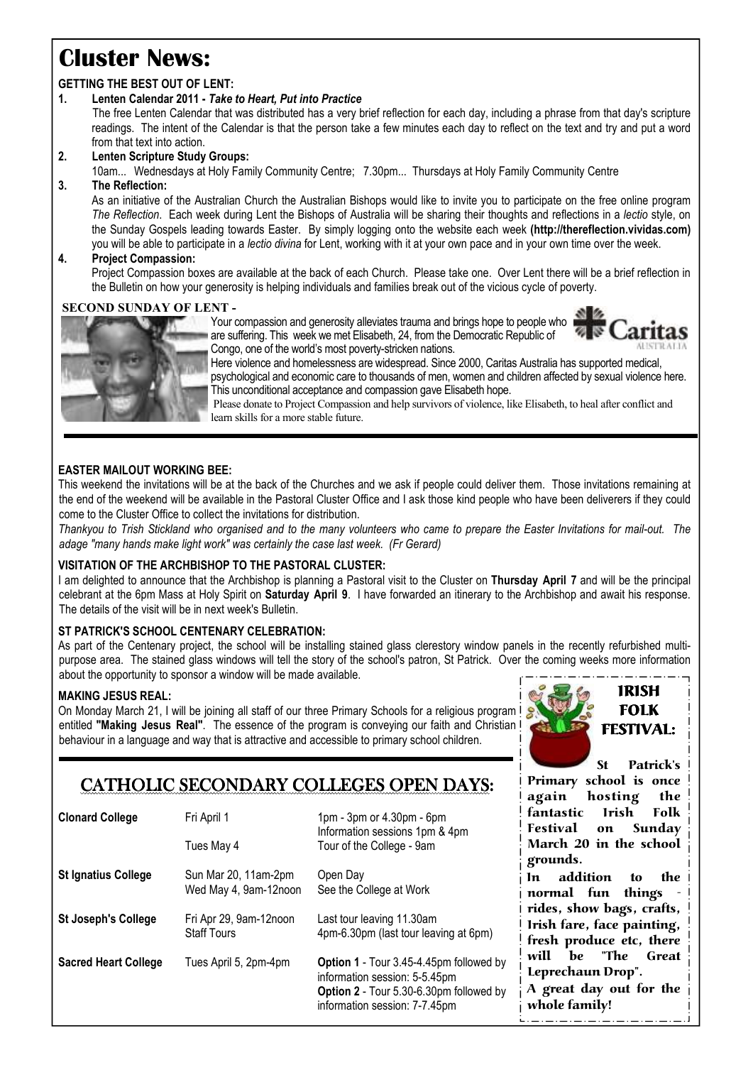# Cluster News:

**GETTING THE BEST OUT OF LENT:**

1. **Lenten Calendar 2011 -** ***Take to Heart, Put into Practice***

   The free Lenten Calendar that was distributed has a very brief reflection for each day, including a phrase from that day's scripture readings. The intent of the Calendar is that the person take a few minutes each day to reflect on the text and try and put a word from that text into action.

2. **Lenten Scripture Study Groups:**

   10am... Wednesdays at Holy Family Community Centre; 7.30pm... Thursdays at Holy Family Community Centre

3. **The Reflection:**

   As an initiative of the Australian Church the Australian Bishops would like to invite you to participate on the free online program *The Reflection*. Each week during Lent the Bishops of Australia will be sharing their thoughts and reflections in a *lectio* style, on the Sunday Gospels leading towards Easter. By simply logging onto the website each week **(http://thereflection.vividas.com)** you will be able to participate in a *lectio divina* for Lent, working with it at your own pace and in your own time over the week.

4. **Project Compassion:**

   Project Compassion boxes are available at the back of each Church. Please take one. Over Lent there will be a brief reflection in the Bulletin on how your generosity is helping individuals and families break out of the vicious cycle of poverty.

**SECOND SUNDAY OF LENT -**

Your compassion and generosity alleviates trauma and brings hope to people who are suffering. This week we met Elisabeth, 24, from the Democratic Republic of Congo, one of the world's most poverty-stricken nations.

Here violence and homelessness are widespread. Since 2000, Caritas Australia has supported medical, psychological and economic care to thousands of men, women and children affected by sexual violence here. This unconditional acceptance and compassion gave Elisabeth hope.

Please donate to Project Compassion and help survivors of violence, like Elisabeth, to heal after conflict and learn skills for a more stable future.

**EASTER MAILOUT WORKING BEE:**

This weekend the invitations will be at the back of the Churches and we ask if people could deliver them. Those invitations remaining at the end of the weekend will be available in the Pastoral Cluster Office and I ask those kind people who have been deliverers if they could come to the Cluster Office to collect the invitations for distribution.

*Thankyou to Trish Stickland who organised and to the many volunteers who came to prepare the Easter Invitations for mail-out. The adage "many hands make light work" was certainly the case last week. (Fr Gerard)*

**VISITATION OF THE ARCHBISHOP TO THE PASTORAL CLUSTER:**

I am delighted to announce that the Archbishop is planning a Pastoral visit to the Cluster on **Thursday April 7** and will be the principal celebrant at the 6pm Mass at Holy Spirit on **Saturday April 9**. I have forwarded an itinerary to the Archbishop and await his response. The details of the visit will be in next week's Bulletin.

**ST PATRICK'S SCHOOL CENTENARY CELEBRATION:**

As part of the Centenary project, the school will be installing stained glass clerestory window panels in the recently refurbished multi-purpose area. The stained glass windows will tell the story of the school's patron, St Patrick. Over the coming weeks more information about the opportunity to sponsor a window will be made available.

**MAKING JESUS REAL:**

On Monday March 21, I will be joining all staff of our three Primary Schools for a religious program entitled **"Making Jesus Real"**. The essence of the program is conveying our faith and Christian behaviour in a language and way that is attractive and accessible to primary school children.

## CATHOLIC SECONDARY COLLEGES OPEN DAYS:

| | | |
|---|---|---|
| **Clonard College** | Fri April 1 | 1pm - 3pm or 4.30pm - 6pm Information sessions 1pm & 4pm |
| | Tues May 4 | Tour of the College - 9am |
| **St Ignatius College** | Sun Mar 20, 11am-2pm | Open Day |
| | Wed May 4, 9am-12noon | See the College at Work |
| **St Joseph's College** | Fri Apr 29, 9am-12noon | Last tour leaving 11.30am |
| | Staff Tours | 4pm-6.30pm (last tour leaving at 6pm) |
| **Sacred Heart College** | Tues April 5, 2pm-4pm | **Option 1** - Tour 3.45-4.45pm followed by information session: 5-5.45pm **Option 2** - Tour 5.30-6.30pm followed by information session: 7-7.45pm |

## IRISH FOLK FESTIVAL:

St Patrick's Primary school is once again hosting the fantastic Irish Folk Festival on Sunday March 20 in the school grounds.

In addition to the normal fun things - rides, show bags, crafts, Irish fare, face painting, fresh produce etc, there will be "The Great Leprechaun Drop".

A great day out for the whole family!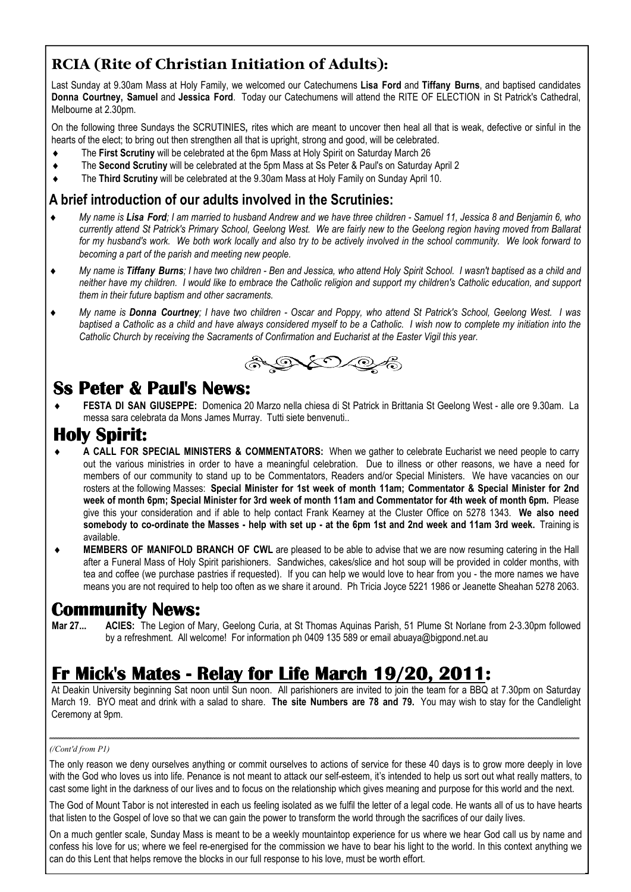## RCIA (Rite of Christian Initiation of Adults):

Last Sunday at 9.30am Mass at Holy Family, we welcomed our Catechumens **Lisa Ford** and **Tiffany Burns**, and baptised candidates **Donna Courtney, Samuel** and **Jessica Ford**. Today our Catechumens will attend the RITE OF ELECTION in St Patrick's Cathedral, Melbourne at 2.30pm.

On the following three Sundays the SCRUTINIES, rites which are meant to uncover then heal all that is weak, defective or sinful in the hearts of the elect; to bring out then strengthen all that is upright, strong and good, will be celebrated.

- The **First Scrutiny** will be celebrated at the 6pm Mass at Holy Spirit on Saturday March 26
- The **Second Scrutiny** will be celebrated at the 5pm Mass at Ss Peter & Paul's on Saturday April 2
- The **Third Scrutiny** will be celebrated at the 9.30am Mass at Holy Family on Sunday April 10.

### A brief introduction of our adults involved in the Scrutinies:

- *My name is **Lisa Ford**; I am married to husband Andrew and we have three children - Samuel 11, Jessica 8 and Benjamin 6, who currently attend St Patrick's Primary School, Geelong West. We are fairly new to the Geelong region having moved from Ballarat for my husband's work. We both work locally and also try to be actively involved in the school community. We look forward to becoming a part of the parish and meeting new people.*
- *My name is **Tiffany Burns**; I have two children - Ben and Jessica, who attend Holy Spirit School. I wasn't baptised as a child and neither have my children. I would like to embrace the Catholic religion and support my children's Catholic education, and support them in their future baptism and other sacraments.*
- *My name is **Donna Courtney**; I have two children - Oscar and Poppy, who attend St Patrick's School, Geelong West. I was baptised a Catholic as a child and have always considered myself to be a Catholic. I wish now to complete my initiation into the Catholic Church by receiving the Sacraments of Confirmation and Eucharist at the Easter Vigil this year.*

## Ss Peter & Paul's News:

- **FESTA DI SAN GIUSEPPE:** Domenica 20 Marzo nella chiesa di St Patrick in Brittania St Geelong West - alle ore 9.30am. La messa sara celebrata da Mons James Murray. Tutti siete benvenuti..

## Holy Spirit:

- **A CALL FOR SPECIAL MINISTERS & COMMENTATORS:** When we gather to celebrate Eucharist we need people to carry out the various ministries in order to have a meaningful celebration. Due to illness or other reasons, we have a need for members of our community to stand up to be Commentators, Readers and/or Special Ministers. We have vacancies on our rosters at the following Masses: **Special Minister for 1st week of month 11am; Commentator & Special Minister for 2nd week of month 6pm; Special Minister for 3rd week of month 11am and Commentator for 4th week of month 6pm.** Please give this your consideration and if able to help contact Frank Kearney at the Cluster Office on 5278 1343. **We also need somebody to co-ordinate the Masses - help with set up - at the 6pm 1st and 2nd week and 11am 3rd week.** Training is available.
- **MEMBERS OF MANIFOLD BRANCH OF CWL** are pleased to be able to advise that we are now resuming catering in the Hall after a Funeral Mass of Holy Spirit parishioners. Sandwiches, cakes/slice and hot soup will be provided in colder months, with tea and coffee (we purchase pastries if requested). If you can help we would love to hear from you - the more names we have means you are not required to help too often as we share it around. Ph Tricia Joyce 5221 1986 or Jeanette Sheahan 5278 2063.

## Community News:

**Mar 27...** **ACIES:** The Legion of Mary, Geelong Curia, at St Thomas Aquinas Parish, 51 Plume St Norlane from 2-3.30pm followed by a refreshment. All welcome! For information ph 0409 135 589 or email abuaya@bigpond.net.au

## Fr Mick's Mates - Relay for Life March 19/20, 2011:

At Deakin University beginning Sat noon until Sun noon. All parishioners are invited to join the team for a BBQ at 7.30pm on Saturday March 19. BYO meat and drink with a salad to share. **The site Numbers are 78 and 79.** You may wish to stay for the Candlelight Ceremony at 9pm.

---

*(/Cont'd from P1)*

The only reason we deny ourselves anything or commit ourselves to actions of service for these 40 days is to grow more deeply in love with the God who loves us into life. Penance is not meant to attack our self-esteem, it's intended to help us sort out what really matters, to cast some light in the darkness of our lives and to focus on the relationship which gives meaning and purpose for this world and the next.

The God of Mount Tabor is not interested in each us feeling isolated as we fulfil the letter of a legal code. He wants all of us to have hearts that listen to the Gospel of love so that we can gain the power to transform the world through the sacrifices of our daily lives.

On a much gentler scale, Sunday Mass is meant to be a weekly mountaintop experience for us where we hear God call us by name and confess his love for us; where we feel re-energised for the commission we have to bear his light to the world. In this context anything we can do this Lent that helps remove the blocks in our full response to his love, must be worth effort.